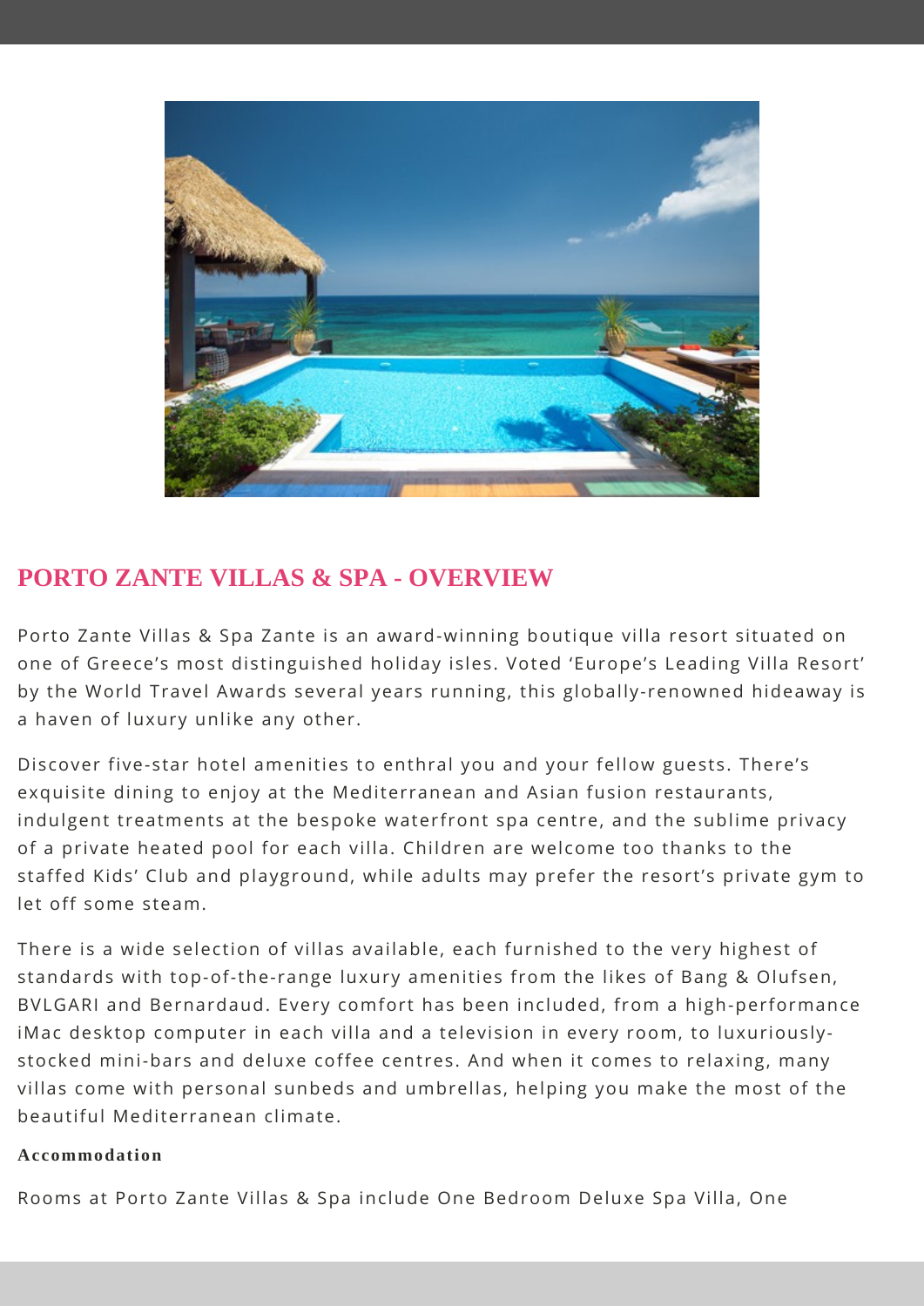## PORTO ZANTE VILLAS & SPA - OVERVIEW

Porto Zante Villas & Spa Zante is an award-winning boutique villa resort situated on one of Greece's most distinguished holiday isles. Voted 'Europe's Leading Villa Resort' by the World Travel Awards several years running, this globally-renowned hideaway is a haven of luxury unlike any other.

Discover five-star hotel amenities to enthral you and your fellow guests. There's exquisite dining to enjoy at the Mediterranean and Asian fusion restaurants, indulgent treatments at the bespoke waterfront spa centre, and the sublime privacy of a private heated pool for each villa. Children are welcome too thanks to the staffed Kids' Club and playground, while adults may prefer the resort's private gym to let off some steam.

There is a wide selection of villas available, each furnished to the very highest of standards with top-of-the-range luxury amenities from the likes of Bang & Olufsen, BVLGARI and Bernardaud. Every comfort has been included, from a high-performance iMac desktop computer in each villa and a television in every room, to luxuriously-stocked mini-bars and deluxe coffee centres. And when it comes to relaxing, many villas come with personal sunbeds and umbrellas, helping you make the most of the beautiful Mediterranean climate.

**Accommodation**

Rooms at Porto Zante Villas & Spa include One Bedroom Deluxe Spa Villa, One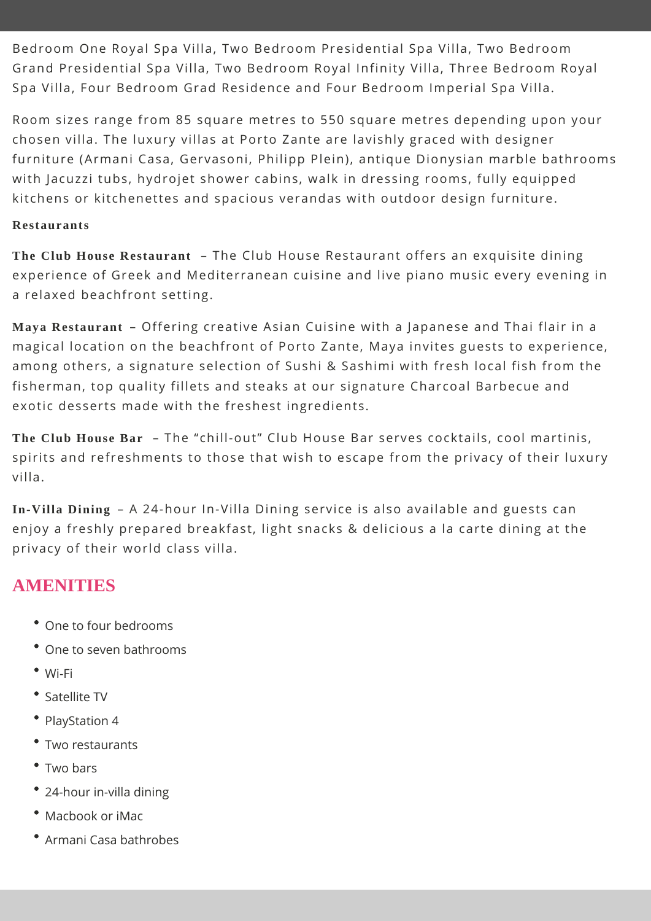Bedroom One Royal Spa Villa, Two Bedroom Presidential Spa Villa, Two Bedroom Grand Presidential Spa Villa, Two Bedroom Royal Infinity Villa, Three Bedroom Royal Spa Villa, Four Bedroom Grad Residence and Four Bedroom Imperial Spa Villa.

Room sizes range from 85 square metres to 550 square metres depending upon your chosen villa. The luxury villas at Porto Zante are lavishly graced with designer furniture (Armani Casa, Gervasoni, Philipp Plein), antique Dionysian marble bathrooms with Jacuzzi tubs, hydrojet shower cabins, walk in dressing rooms, fully equipped kitchens or kitchenettes and spacious verandas with outdoor design furniture.

**Restaurants**

**The Club House Restaurant** – The Club House Restaurant offers an exquisite dining experience of Greek and Mediterranean cuisine and live piano music every evening in a relaxed beachfront setting.

**Maya Restaurant** – Offering creative Asian Cuisine with a Japanese and Thai flair in a magical location on the beachfront of Porto Zante, Maya invites guests to experience, among others, a signature selection of Sushi & Sashimi with fresh local fish from the fisherman, top quality fillets and steaks at our signature Charcoal Barbecue and exotic desserts made with the freshest ingredients.

**The Club House Bar** – The "chill-out" Club House Bar serves cocktails, cool martinis, spirits and refreshments to those that wish to escape from the privacy of their luxury villa.

**In-Villa Dining** – A 24-hour In-Villa Dining service is also available and guests can enjoy a freshly prepared breakfast, light snacks & delicious a la carte dining at the privacy of their world class villa.

## AMENITIES

- One to four bedrooms
- One to seven bathrooms
- Wi-Fi
- Satellite TV
- PlayStation 4
- Two restaurants
- Two bars
- 24-hour in-villa dining
- Macbook or iMac
- Armani Casa bathrobes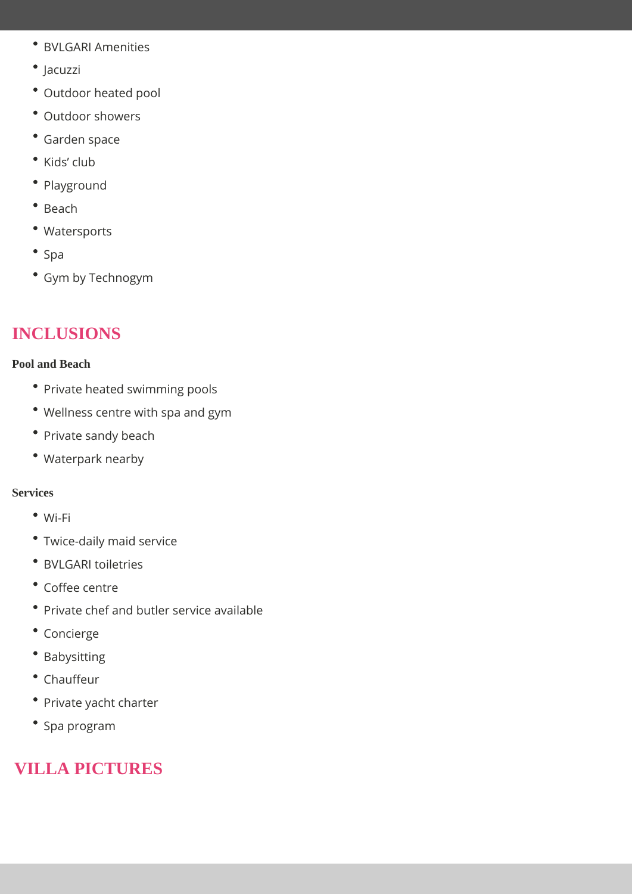- BVLGARI Amenities
- Jacuzzi
- Outdoor heated pool
- Outdoor showers
- Garden space
- Kids' club
- Playground
- Beach
- Watersports
- Spa
- Gym by Technogym

## INCLUSIONS

### Pool and Beach

- Private heated swimming pools
- Wellness centre with spa and gym
- Private sandy beach
- Waterpark nearby

### Services

- Wi-Fi
- Twice-daily maid service
- BVLGARI toiletries
- Coffee centre
- Private chef and butler service available
- Concierge
- Babysitting
- Chauffeur
- Private yacht charter
- Spa program

## VILLA PICTURES